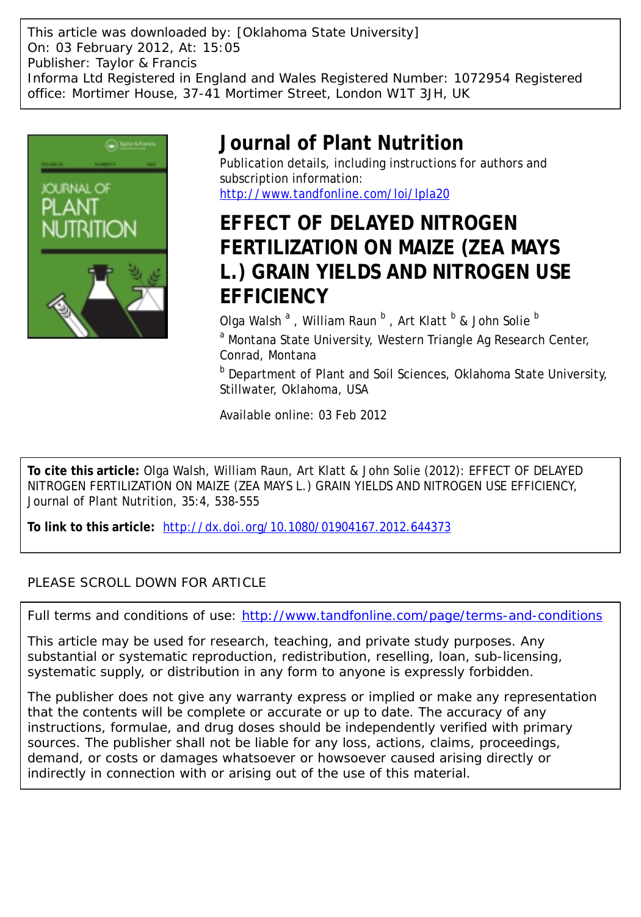This article was downloaded by: [Oklahoma State University]
On: 03 February 2012, At: 15:05
Publisher: Taylor & Francis
Informa Ltd Registered in England and Wales Registered Number: 1072954 Registered office: Mortimer House, 37-41 Mortimer Street, London W1T 3JH, UK

# Journal of Plant Nutrition

Publication details, including instructions for authors and subscription information:
http://www.tandfonline.com/loi/lpla20

# EFFECT OF DELAYED NITROGEN FERTILIZATION ON MAIZE (ZEA MAYS L.) GRAIN YIELDS AND NITROGEN USE EFFICIENCY

Olga Walsh [a], William Raun [b], Art Klatt [b] & John Solie [b]

[a] Montana State University, Western Triangle Ag Research Center, Conrad, Montana

[b] Department of Plant and Soil Sciences, Oklahoma State University, Stillwater, Oklahoma, USA

Available online: 03 Feb 2012

**To cite this article:** Olga Walsh, William Raun, Art Klatt & John Solie (2012): EFFECT OF DELAYED NITROGEN FERTILIZATION ON MAIZE (ZEA MAYS L.) GRAIN YIELDS AND NITROGEN USE EFFICIENCY, Journal of Plant Nutrition, 35:4, 538-555

**To link to this article:** http://dx.doi.org/10.1080/01904167.2012.644373

PLEASE SCROLL DOWN FOR ARTICLE

Full terms and conditions of use: http://www.tandfonline.com/page/terms-and-conditions

This article may be used for research, teaching, and private study purposes. Any substantial or systematic reproduction, redistribution, reselling, loan, sub-licensing, systematic supply, or distribution in any form to anyone is expressly forbidden.

The publisher does not give any warranty express or implied or make any representation that the contents will be complete or accurate or up to date. The accuracy of any instructions, formulae, and drug doses should be independently verified with primary sources. The publisher shall not be liable for any loss, actions, claims, proceedings, demand, or costs or damages whatsoever or howsoever caused arising directly or indirectly in connection with or arising out of the use of this material.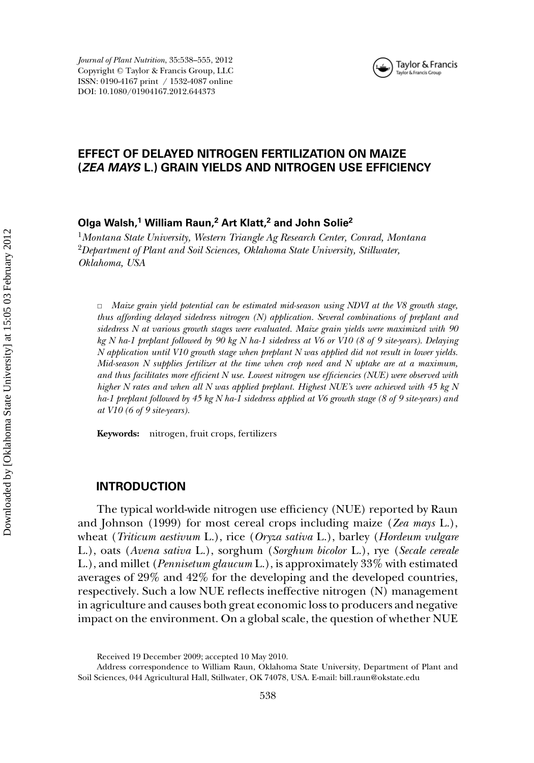*Journal of Plant Nutrition*, 35:538–555, 2012
Copyright © Taylor & Francis Group, LLC
ISSN: 0190-4167 print / 1532-4087 online
DOI: 10.1080/01904167.2012.644373

# EFFECT OF DELAYED NITROGEN FERTILIZATION ON MAIZE (*ZEA MAYS* L.) GRAIN YIELDS AND NITROGEN USE EFFICIENCY

**Olga Walsh,[1] William Raun,[2] Art Klatt,[2] and John Solie[2]**

[1]*Montana State University, Western Triangle Ag Research Center, Conrad, Montana*
[2]*Department of Plant and Soil Sciences, Oklahoma State University, Stillwater, Oklahoma, USA*

□ *Maize grain yield potential can be estimated mid-season using NDVI at the V8 growth stage, thus affording delayed sidedress nitrogen (N) application. Several combinations of preplant and sidedress N at various growth stages were evaluated. Maize grain yields were maximized with 90 kg N ha-1 preplant followed by 90 kg N ha-1 sidedress at V6 or V10 (8 of 9 site-years). Delaying N application until V10 growth stage when preplant N was applied did not result in lower yields. Mid-season N supplies fertilizer at the time when crop need and N uptake are at a maximum, and thus facilitates more efficient N use. Lowest nitrogen use efficiencies (NUE) were observed with higher N rates and when all N was applied preplant. Highest NUE's were achieved with 45 kg N ha-1 preplant followed by 45 kg N ha-1 sidedress applied at V6 growth stage (8 of 9 site-years) and at V10 (6 of 9 site-years).*

**Keywords:** nitrogen, fruit crops, fertilizers

## INTRODUCTION

The typical world-wide nitrogen use efficiency (NUE) reported by Raun and Johnson (1999) for most cereal crops including maize (*Zea mays* L.), wheat (*Triticum aestivum* L.), rice (*Oryza sativa* L.), barley (*Hordeum vulgare* L.), oats (*Avena sativa* L.), sorghum (*Sorghum bicolor* L.), rye (*Secale cereale* L.), and millet (*Pennisetum glaucum* L.), is approximately 33% with estimated averages of 29% and 42% for the developing and the developed countries, respectively. Such a low NUE reflects ineffective nitrogen (N) management in agriculture and causes both great economic loss to producers and negative impact on the environment. On a global scale, the question of whether NUE

Received 19 December 2009; accepted 10 May 2010.

Address correspondence to William Raun, Oklahoma State University, Department of Plant and Soil Sciences, 044 Agricultural Hall, Stillwater, OK 74078, USA. E-mail: bill.raun@okstate.edu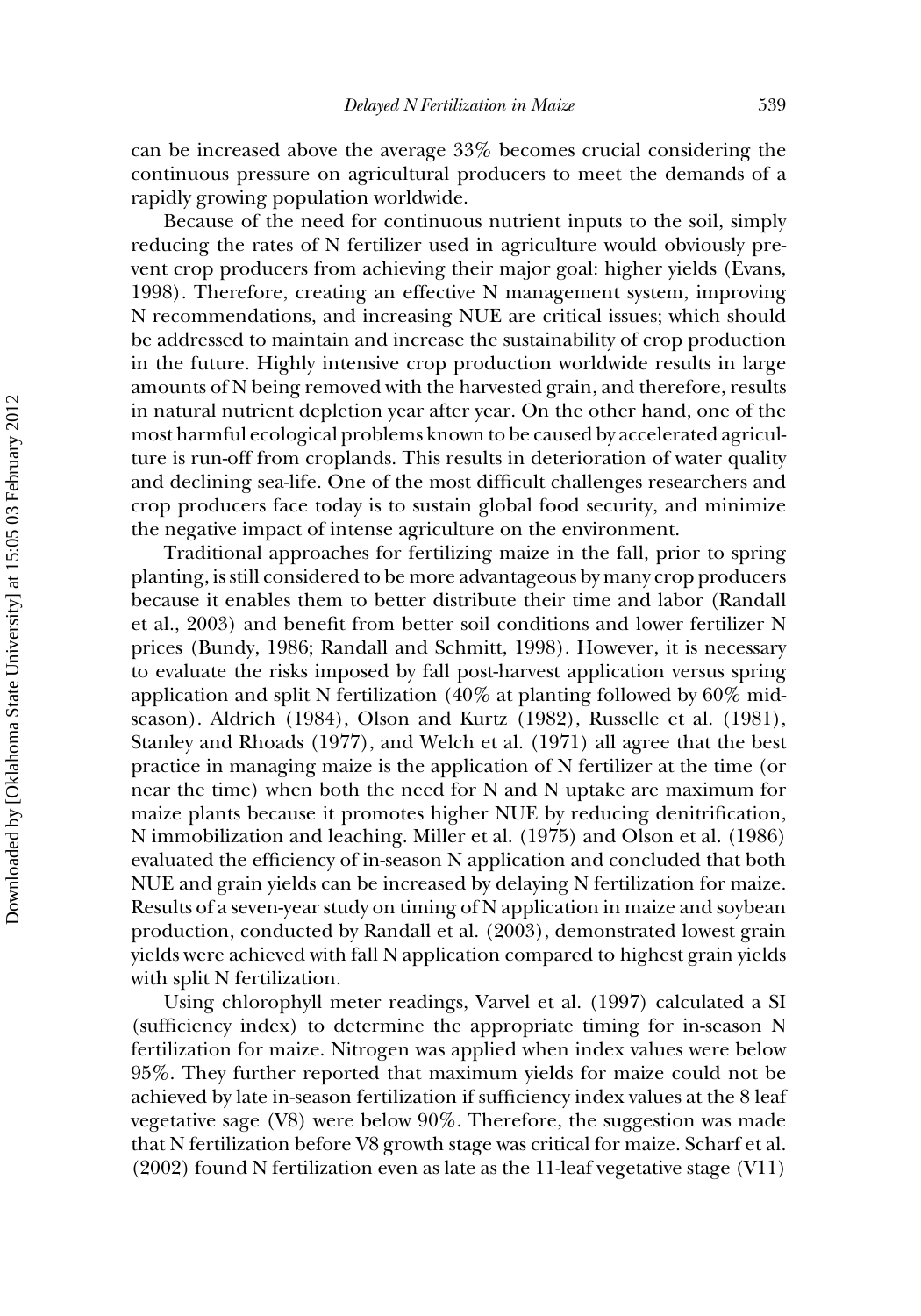can be increased above the average 33% becomes crucial considering the continuous pressure on agricultural producers to meet the demands of a rapidly growing population worldwide.

Because of the need for continuous nutrient inputs to the soil, simply reducing the rates of N fertilizer used in agriculture would obviously prevent crop producers from achieving their major goal: higher yields (Evans, 1998). Therefore, creating an effective N management system, improving N recommendations, and increasing NUE are critical issues; which should be addressed to maintain and increase the sustainability of crop production in the future. Highly intensive crop production worldwide results in large amounts of N being removed with the harvested grain, and therefore, results in natural nutrient depletion year after year. On the other hand, one of the most harmful ecological problems known to be caused by accelerated agriculture is run-off from croplands. This results in deterioration of water quality and declining sea-life. One of the most difficult challenges researchers and crop producers face today is to sustain global food security, and minimize the negative impact of intense agriculture on the environment.

Traditional approaches for fertilizing maize in the fall, prior to spring planting, is still considered to be more advantageous by many crop producers because it enables them to better distribute their time and labor (Randall et al., 2003) and benefit from better soil conditions and lower fertilizer N prices (Bundy, 1986; Randall and Schmitt, 1998). However, it is necessary to evaluate the risks imposed by fall post-harvest application versus spring application and split N fertilization (40% at planting followed by 60% midseason). Aldrich (1984), Olson and Kurtz (1982), Russelle et al. (1981), Stanley and Rhoads (1977), and Welch et al. (1971) all agree that the best practice in managing maize is the application of N fertilizer at the time (or near the time) when both the need for N and N uptake are maximum for maize plants because it promotes higher NUE by reducing denitrification, N immobilization and leaching. Miller et al. (1975) and Olson et al. (1986) evaluated the efficiency of in-season N application and concluded that both NUE and grain yields can be increased by delaying N fertilization for maize. Results of a seven-year study on timing of N application in maize and soybean production, conducted by Randall et al. (2003), demonstrated lowest grain yields were achieved with fall N application compared to highest grain yields with split N fertilization.

Using chlorophyll meter readings, Varvel et al. (1997) calculated a SI (sufficiency index) to determine the appropriate timing for in-season N fertilization for maize. Nitrogen was applied when index values were below 95%. They further reported that maximum yields for maize could not be achieved by late in-season fertilization if sufficiency index values at the 8 leaf vegetative sage (V8) were below 90%. Therefore, the suggestion was made that N fertilization before V8 growth stage was critical for maize. Scharf et al. (2002) found N fertilization even as late as the 11-leaf vegetative stage (V11)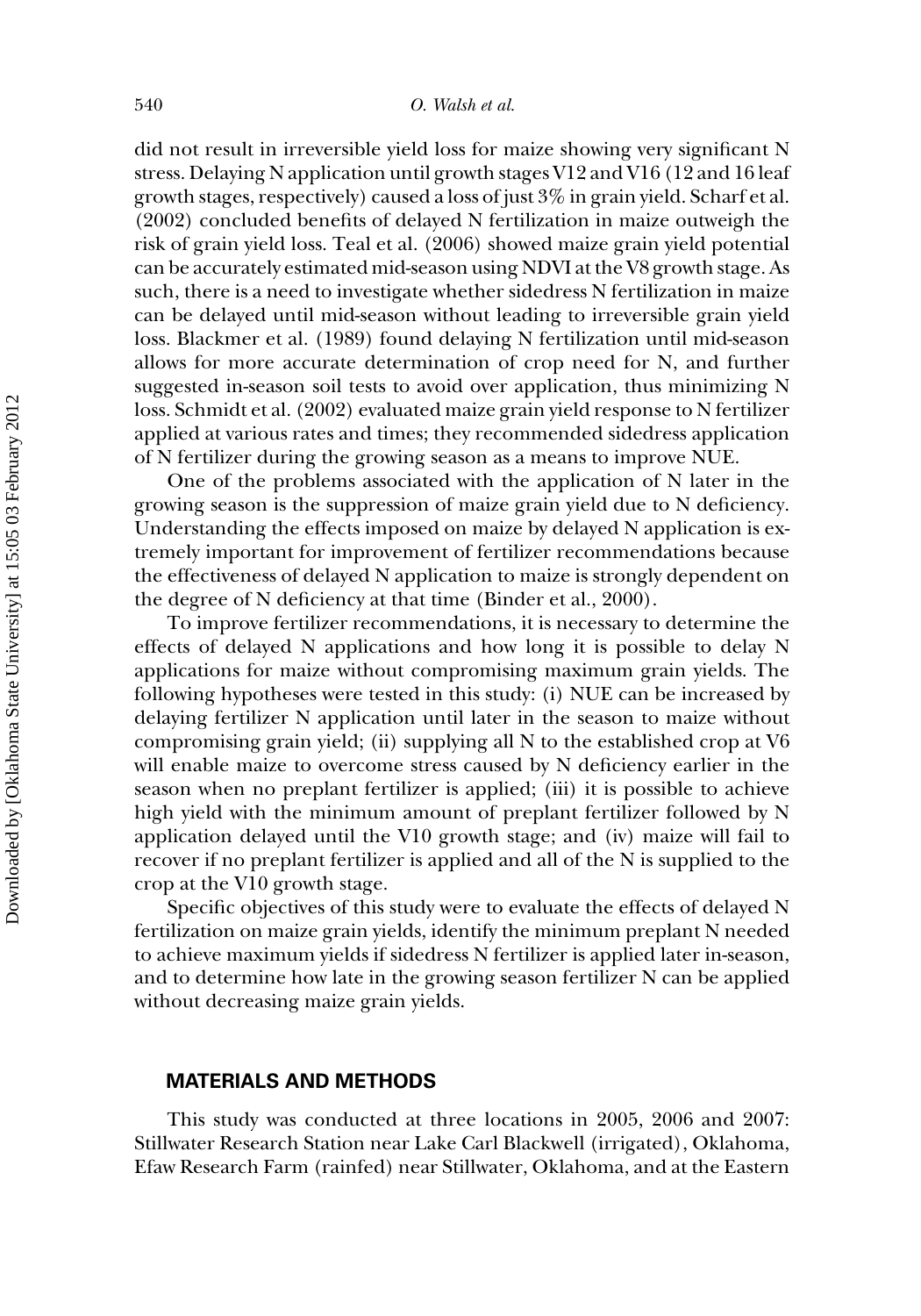did not result in irreversible yield loss for maize showing very significant N stress. Delaying N application until growth stages V12 and V16 (12 and 16 leaf growth stages, respectively) caused a loss of just 3% in grain yield. Scharf et al. (2002) concluded benefits of delayed N fertilization in maize outweigh the risk of grain yield loss. Teal et al. (2006) showed maize grain yield potential can be accurately estimated mid-season using NDVI at the V8 growth stage. As such, there is a need to investigate whether sidedress N fertilization in maize can be delayed until mid-season without leading to irreversible grain yield loss. Blackmer et al. (1989) found delaying N fertilization until mid-season allows for more accurate determination of crop need for N, and further suggested in-season soil tests to avoid over application, thus minimizing N loss. Schmidt et al. (2002) evaluated maize grain yield response to N fertilizer applied at various rates and times; they recommended sidedress application of N fertilizer during the growing season as a means to improve NUE.

One of the problems associated with the application of N later in the growing season is the suppression of maize grain yield due to N deficiency. Understanding the effects imposed on maize by delayed N application is extremely important for improvement of fertilizer recommendations because the effectiveness of delayed N application to maize is strongly dependent on the degree of N deficiency at that time (Binder et al., 2000).

To improve fertilizer recommendations, it is necessary to determine the effects of delayed N applications and how long it is possible to delay N applications for maize without compromising maximum grain yields. The following hypotheses were tested in this study: (i) NUE can be increased by delaying fertilizer N application until later in the season to maize without compromising grain yield; (ii) supplying all N to the established crop at V6 will enable maize to overcome stress caused by N deficiency earlier in the season when no preplant fertilizer is applied; (iii) it is possible to achieve high yield with the minimum amount of preplant fertilizer followed by N application delayed until the V10 growth stage; and (iv) maize will fail to recover if no preplant fertilizer is applied and all of the N is supplied to the crop at the V10 growth stage.

Specific objectives of this study were to evaluate the effects of delayed N fertilization on maize grain yields, identify the minimum preplant N needed to achieve maximum yields if sidedress N fertilizer is applied later in-season, and to determine how late in the growing season fertilizer N can be applied without decreasing maize grain yields.

## MATERIALS AND METHODS

This study was conducted at three locations in 2005, 2006 and 2007: Stillwater Research Station near Lake Carl Blackwell (irrigated), Oklahoma, Efaw Research Farm (rainfed) near Stillwater, Oklahoma, and at the Eastern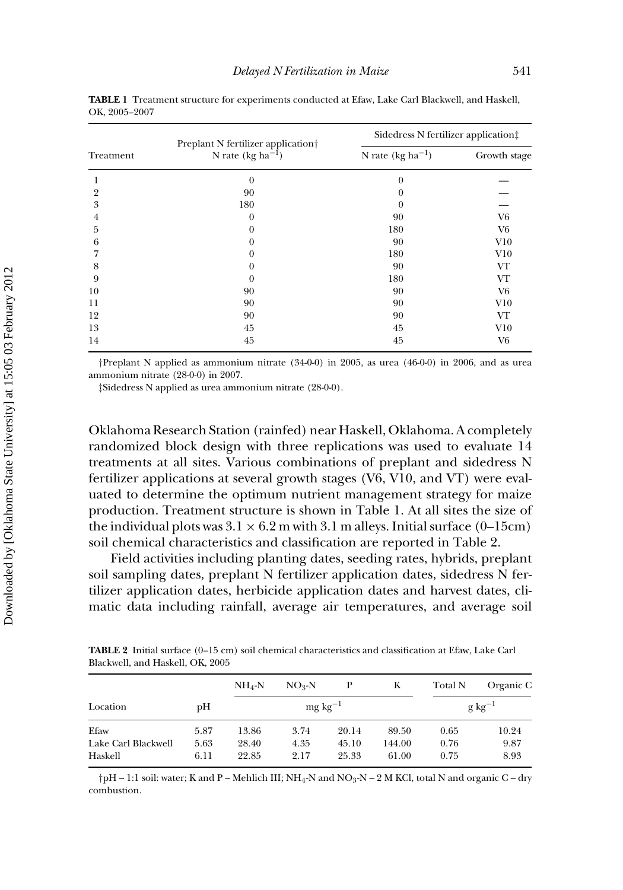**TABLE 1** Treatment structure for experiments conducted at Efaw, Lake Carl Blackwell, and Haskell, OK, 2005–2007

| Treatment | Preplant N fertilizer application† | Sidedress N fertilizer application‡ | |
|---|---|---|---|
| | N rate (kg $ha^{-1}$) | N rate (kg $ha^{-1}$) | Growth stage |
| 1 | 0 | 0 | — |
| 2 | 90 | 0 | — |
| 3 | 180 | 0 | — |
| 4 | 0 | 90 | V6 |
| 5 | 0 | 180 | V6 |
| 6 | 0 | 90 | V10 |
| 7 | 0 | 180 | V10 |
| 8 | 0 | 90 | VT |
| 9 | 0 | 180 | VT |
| 10 | 90 | 90 | V6 |
| 11 | 90 | 90 | V10 |
| 12 | 90 | 90 | VT |
| 13 | 45 | 45 | V10 |
| 14 | 45 | 45 | V6 |

†Preplant N applied as ammonium nitrate (34-0-0) in 2005, as urea (46-0-0) in 2006, and as urea ammonium nitrate (28-0-0) in 2007.

‡Sidedress N applied as urea ammonium nitrate (28-0-0).

Oklahoma Research Station (rainfed) near Haskell, Oklahoma. A completely randomized block design with three replications was used to evaluate 14 treatments at all sites. Various combinations of preplant and sidedress N fertilizer applications at several growth stages (V6, V10, and VT) were evaluated to determine the optimum nutrient management strategy for maize production. Treatment structure is shown in Table 1. At all sites the size of the individual plots was $3.1 \times 6.2$ m with 3.1 m alleys. Initial surface (0–15cm) soil chemical characteristics and classification are reported in Table 2.

Field activities including planting dates, seeding rates, hybrids, preplant soil sampling dates, preplant N fertilizer application dates, sidedress N fertilizer application dates, herbicide application dates and harvest dates, climatic data including rainfall, average air temperatures, and average soil

**TABLE 2** Initial surface (0–15 cm) soil chemical characteristics and classification at Efaw, Lake Carl Blackwell, and Haskell, OK, 2005

| Location | pH | $NH_4$-N | $NO_3$-N | P | K | Total N | Organic C |
|---|---|---|---|---|---|---|---|
| | | mg $kg^{-1}$ | | | | g $kg^{-1}$ | |
| Efaw | 5.87 | 13.86 | 3.74 | 20.14 | 89.50 | 0.65 | 10.24 |
| Lake Carl Blackwell | 5.63 | 28.40 | 4.35 | 45.10 | 144.00 | 0.76 | 9.87 |
| Haskell | 6.11 | 22.85 | 2.17 | 25.33 | 61.00 | 0.75 | 8.93 |

†pH – 1:1 soil: water; K and P – Mehlich III; $NH_4$-N and $NO_3$-N – 2 M KCl, total N and organic C – dry combustion.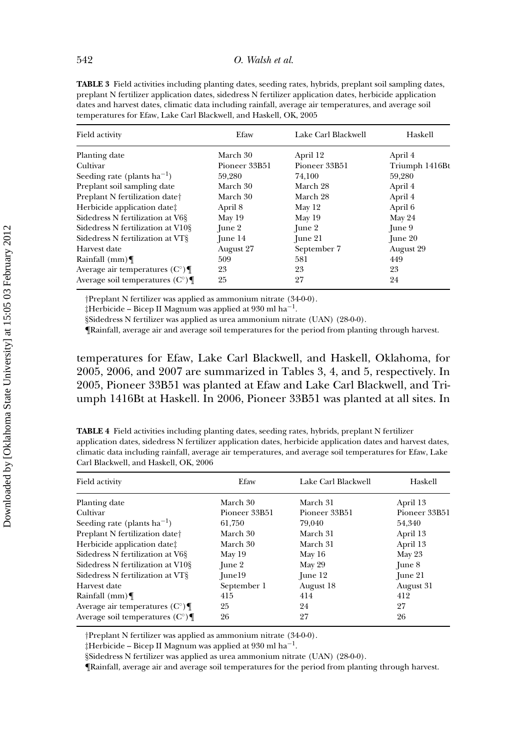**TABLE 3** Field activities including planting dates, seeding rates, hybrids, preplant soil sampling dates, preplant N fertilizer application dates, sidedress N fertilizer application dates, herbicide application dates and harvest dates, climatic data including rainfall, average air temperatures, and average soil temperatures for Efaw, Lake Carl Blackwell, and Haskell, OK, 2005

| Field activity | Efaw | Lake Carl Blackwell | Haskell |
|---|---|---|---|
| Planting date | March 30 | April 12 | April 4 |
| Cultivar | Pioneer 33B51 | Pioneer 33B51 | Triumph 1416Bt |
| Seeding rate (plants $ha^{-1}$) | 59,280 | 74,100 | 59,280 |
| Preplant soil sampling date | March 30 | March 28 | April 4 |
| Preplant N fertilization date† | March 30 | March 28 | April 4 |
| Herbicide application date‡ | April 8 | May 12 | April 6 |
| Sidedress N fertilization at V6§ | May 19 | May 19 | May 24 |
| Sidedress N fertilization at V10§ | June 2 | June 2 | June 9 |
| Sidedress N fertilization at VT§ | June 14 | June 21 | June 20 |
| Harvest date | August 27 | September 7 | August 29 |
| Rainfall (mm)¶ | 509 | 581 | 449 |
| Average air temperatures (C°)¶ | 23 | 23 | 23 |
| Average soil temperatures (C°)¶ | 25 | 27 | 24 |

†Preplant N fertilizer was applied as ammonium nitrate (34-0-0).

‡Herbicide – Bicep II Magnum was applied at 930 ml $ha^{-1}$.

§Sidedress N fertilizer was applied as urea ammonium nitrate (UAN) (28-0-0).

¶Rainfall, average air and average soil temperatures for the period from planting through harvest.

temperatures for Efaw, Lake Carl Blackwell, and Haskell, Oklahoma, for 2005, 2006, and 2007 are summarized in Tables 3, 4, and 5, respectively. In 2005, Pioneer 33B51 was planted at Efaw and Lake Carl Blackwell, and Triumph 1416Bt at Haskell. In 2006, Pioneer 33B51 was planted at all sites. In

**TABLE 4** Field activities including planting dates, seeding rates, hybrids, preplant N fertilizer application dates, sidedress N fertilizer application dates, herbicide application dates and harvest dates, climatic data including rainfall, average air temperatures, and average soil temperatures for Efaw, Lake Carl Blackwell, and Haskell, OK, 2006

| Field activity | Efaw | Lake Carl Blackwell | Haskell |
|---|---|---|---|
| Planting date | March 30 | March 31 | April 13 |
| Cultivar | Pioneer 33B51 | Pioneer 33B51 | Pioneer 33B51 |
| Seeding rate (plants $ha^{-1}$) | 61,750 | 79,040 | 54,340 |
| Preplant N fertilization date† | March 30 | March 31 | April 13 |
| Herbicide application date‡ | March 30 | March 31 | April 13 |
| Sidedress N fertilization at V6§ | May 19 | May 16 | May 23 |
| Sidedress N fertilization at V10§ | June 2 | May 29 | June 8 |
| Sidedress N fertilization at VT§ | June19 | June 12 | June 21 |
| Harvest date | September 1 | August 18 | August 31 |
| Rainfall (mm)¶ | 415 | 414 | 412 |
| Average air temperatures (C°)¶ | 25 | 24 | 27 |
| Average soil temperatures (C°)¶ | 26 | 27 | 26 |

†Preplant N fertilizer was applied as ammonium nitrate (34-0-0).

‡Herbicide – Bicep II Magnum was applied at 930 ml $ha^{-1}$.

§Sidedress N fertilizer was applied as urea ammonium nitrate (UAN) (28-0-0).

¶Rainfall, average air and average soil temperatures for the period from planting through harvest.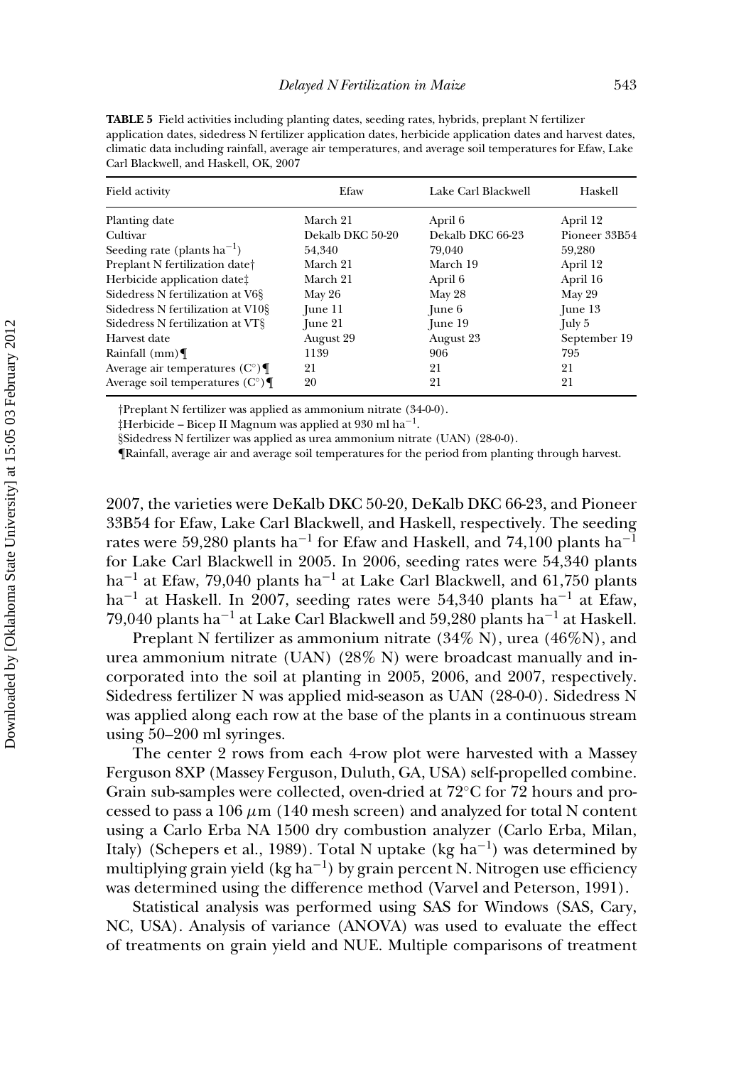**TABLE 5** Field activities including planting dates, seeding rates, hybrids, preplant N fertilizer application dates, sidedress N fertilizer application dates, herbicide application dates and harvest dates, climatic data including rainfall, average air temperatures, and average soil temperatures for Efaw, Lake Carl Blackwell, and Haskell, OK, 2007

| Field activity | Efaw | Lake Carl Blackwell | Haskell |
|---|---|---|---|
| Planting date | March 21 | April 6 | April 12 |
| Cultivar | Dekalb DKC 50-20 | Dekalb DKC 66-23 | Pioneer 33B54 |
| Seeding rate (plants $ha^{-1}$) | 54,340 | 79,040 | 59,280 |
| Preplant N fertilization date† | March 21 | March 19 | April 12 |
| Herbicide application date‡ | March 21 | April 6 | April 16 |
| Sidedress N fertilization at V6§ | May 26 | May 28 | May 29 |
| Sidedress N fertilization at V10§ | June 11 | June 6 | June 13 |
| Sidedress N fertilization at VT§ | June 21 | June 19 | July 5 |
| Harvest date | August 29 | August 23 | September 19 |
| Rainfall (mm)¶ | 1139 | 906 | 795 |
| Average air temperatures (C°)¶ | 21 | 21 | 21 |
| Average soil temperatures (C°)¶ | 20 | 21 | 21 |

†Preplant N fertilizer was applied as ammonium nitrate (34-0-0).

‡Herbicide – Bicep II Magnum was applied at 930 ml $ha^{-1}$.

§Sidedress N fertilizer was applied as urea ammonium nitrate (UAN) (28-0-0).

¶Rainfall, average air and average soil temperatures for the period from planting through harvest.

2007, the varieties were DeKalb DKC 50-20, DeKalb DKC 66-23, and Pioneer 33B54 for Efaw, Lake Carl Blackwell, and Haskell, respectively. The seeding rates were 59,280 plants $ha^{-1}$ for Efaw and Haskell, and 74,100 plants $ha^{-1}$ for Lake Carl Blackwell in 2005. In 2006, seeding rates were 54,340 plants $ha^{-1}$ at Efaw, 79,040 plants $ha^{-1}$ at Lake Carl Blackwell, and 61,750 plants $ha^{-1}$ at Haskell. In 2007, seeding rates were 54,340 plants $ha^{-1}$ at Efaw, 79,040 plants $ha^{-1}$ at Lake Carl Blackwell and 59,280 plants $ha^{-1}$ at Haskell.

Preplant N fertilizer as ammonium nitrate (34% N), urea (46%N), and urea ammonium nitrate (UAN) (28% N) were broadcast manually and incorporated into the soil at planting in 2005, 2006, and 2007, respectively. Sidedress fertilizer N was applied mid-season as UAN (28-0-0). Sidedress N was applied along each row at the base of the plants in a continuous stream using 50–200 ml syringes.

The center 2 rows from each 4-row plot were harvested with a Massey Ferguson 8XP (Massey Ferguson, Duluth, GA, USA) self-propelled combine. Grain sub-samples were collected, oven-dried at 72°C for 72 hours and processed to pass a 106 $\mu$m (140 mesh screen) and analyzed for total N content using a Carlo Erba NA 1500 dry combustion analyzer (Carlo Erba, Milan, Italy) (Schepers et al., 1989). Total N uptake (kg $ha^{-1}$) was determined by multiplying grain yield (kg $ha^{-1}$) by grain percent N. Nitrogen use efficiency was determined using the difference method (Varvel and Peterson, 1991).

Statistical analysis was performed using SAS for Windows (SAS, Cary, NC, USA). Analysis of variance (ANOVA) was used to evaluate the effect of treatments on grain yield and NUE. Multiple comparisons of treatment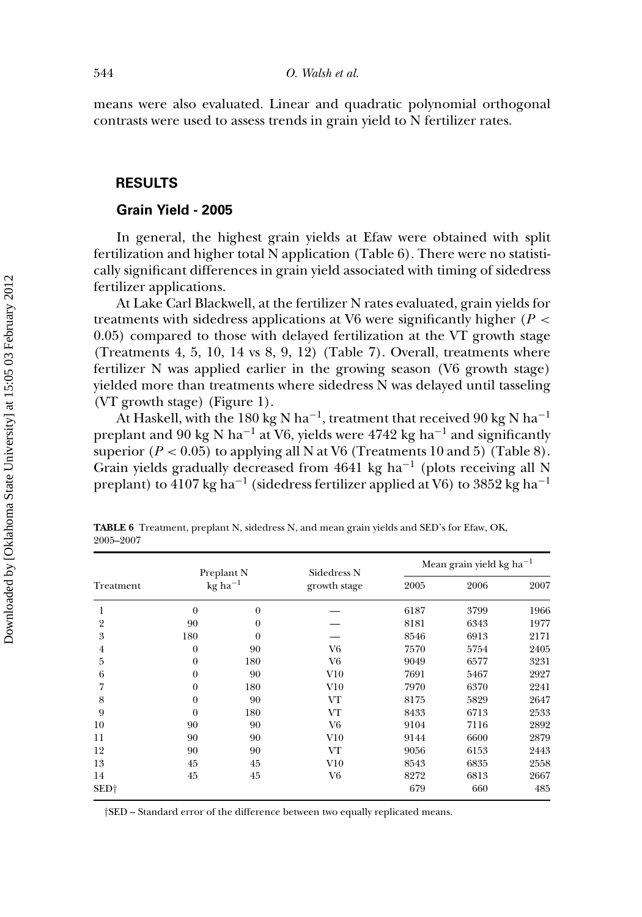means were also evaluated. Linear and quadratic polynomial orthogonal contrasts were used to assess trends in grain yield to N fertilizer rates.

## RESULTS

### Grain Yield - 2005

In general, the highest grain yields at Efaw were obtained with split fertilization and higher total N application (Table 6). There were no statistically significant differences in grain yield associated with timing of sidedress fertilizer applications.

At Lake Carl Blackwell, at the fertilizer N rates evaluated, grain yields for treatments with sidedress applications at V6 were significantly higher ($P < 0.05$) compared to those with delayed fertilization at the VT growth stage (Treatments 4, 5, 10, 14 vs 8, 9, 12) (Table 7). Overall, treatments where fertilizer N was applied earlier in the growing season (V6 growth stage) yielded more than treatments where sidedress N was delayed until tasseling (VT growth stage) (Figure 1).

At Haskell, with the 180 kg N ha$^{-1}$, treatment that received 90 kg N ha$^{-1}$ preplant and 90 kg N ha$^{-1}$ at V6, yields were 4742 kg ha$^{-1}$ and significantly superior ($P < 0.05$) to applying all N at V6 (Treatments 10 and 5) (Table 8). Grain yields gradually decreased from 4641 kg ha$^{-1}$ (plots receiving all N preplant) to 4107 kg ha$^{-1}$ (sidedress fertilizer applied at V6) to 3852 kg ha$^{-1}$

**TABLE 6** Treatment, preplant N, sidedress N, and mean grain yields and SED's for Efaw, OK, 2005–2007

| Treatment | Preplant N kg ha$^{-1}$ | | Sidedress N growth stage | Mean grain yield kg ha$^{-1}$ | | |
|---|---|---|---|---|---|---|
| | | | | 2005 | 2006 | 2007 |
| 1 | 0 | 0 | — | 6187 | 3799 | 1966 |
| 2 | 90 | 0 | — | 8181 | 6343 | 1977 |
| 3 | 180 | 0 | — | 8546 | 6913 | 2171 |
| 4 | 0 | 90 | V6 | 7570 | 5754 | 2405 |
| 5 | 0 | 180 | V6 | 9049 | 6577 | 3231 |
| 6 | 0 | 90 | V10 | 7691 | 5467 | 2927 |
| 7 | 0 | 180 | V10 | 7970 | 6370 | 2241 |
| 8 | 0 | 90 | VT | 8175 | 5829 | 2647 |
| 9 | 0 | 180 | VT | 8433 | 6713 | 2533 |
| 10 | 90 | 90 | V6 | 9104 | 7116 | 2892 |
| 11 | 90 | 90 | V10 | 9144 | 6600 | 2879 |
| 12 | 90 | 90 | VT | 9056 | 6153 | 2443 |
| 13 | 45 | 45 | V10 | 8543 | 6835 | 2558 |
| 14 | 45 | 45 | V6 | 8272 | 6813 | 2667 |
| SED† | | | | 679 | 660 | 485 |

†SED – Standard error of the difference between two equally replicated means.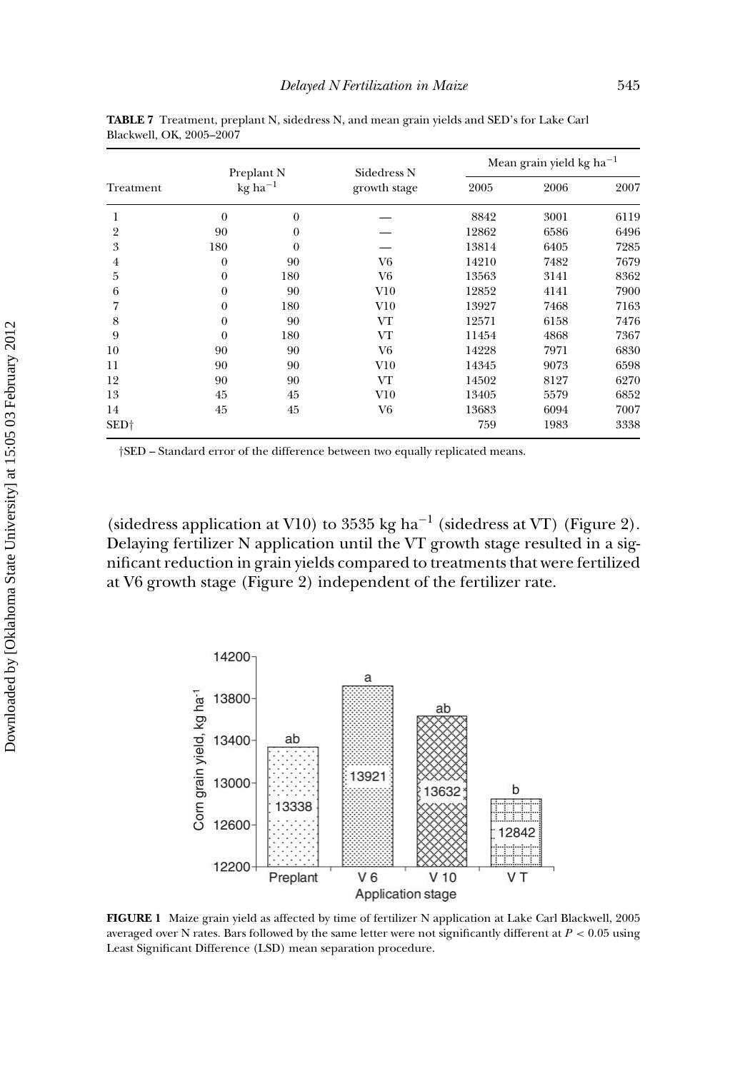**TABLE 7** Treatment, preplant N, sidedress N, and mean grain yields and SED's for Lake Carl Blackwell, OK, 2005–2007

| Treatment | Preplant N kg ha$^{-1}$ | | Sidedress N growth stage | Mean grain yield kg ha$^{-1}$ | | |
|---|---|---|---|---|---|---|
| | | | | 2005 | 2006 | 2007 |
| 1 | 0 | 0 | — | 8842 | 3001 | 6119 |
| 2 | 90 | 0 | — | 12862 | 6586 | 6496 |
| 3 | 180 | 0 | — | 13814 | 6405 | 7285 |
| 4 | 0 | 90 | V6 | 14210 | 7482 | 7679 |
| 5 | 0 | 180 | V6 | 13563 | 3141 | 8362 |
| 6 | 0 | 90 | V10 | 12852 | 4141 | 7900 |
| 7 | 0 | 180 | V10 | 13927 | 7468 | 7163 |
| 8 | 0 | 90 | VT | 12571 | 6158 | 7476 |
| 9 | 0 | 180 | VT | 11454 | 4868 | 7367 |
| 10 | 90 | 90 | V6 | 14228 | 7971 | 6830 |
| 11 | 90 | 90 | V10 | 14345 | 9073 | 6598 |
| 12 | 90 | 90 | VT | 14502 | 8127 | 6270 |
| 13 | 45 | 45 | V10 | 13405 | 5579 | 6852 |
| 14 | 45 | 45 | V6 | 13683 | 6094 | 7007 |
| SED† | | | | 759 | 1983 | 3338 |

†SED – Standard error of the difference between two equally replicated means.

(sidedress application at V10) to 3535 kg ha$^{-1}$ (sidedress at VT) (Figure 2). Delaying fertilizer N application until the VT growth stage resulted in a significant reduction in grain yields compared to treatments that were fertilized at V6 growth stage (Figure 2) independent of the fertilizer rate.

**FIGURE 1** Maize grain yield as affected by time of fertilizer N application at Lake Carl Blackwell, 2005 averaged over N rates. Bars followed by the same letter were not significantly different at $P < 0.05$ using Least Significant Difference (LSD) mean separation procedure.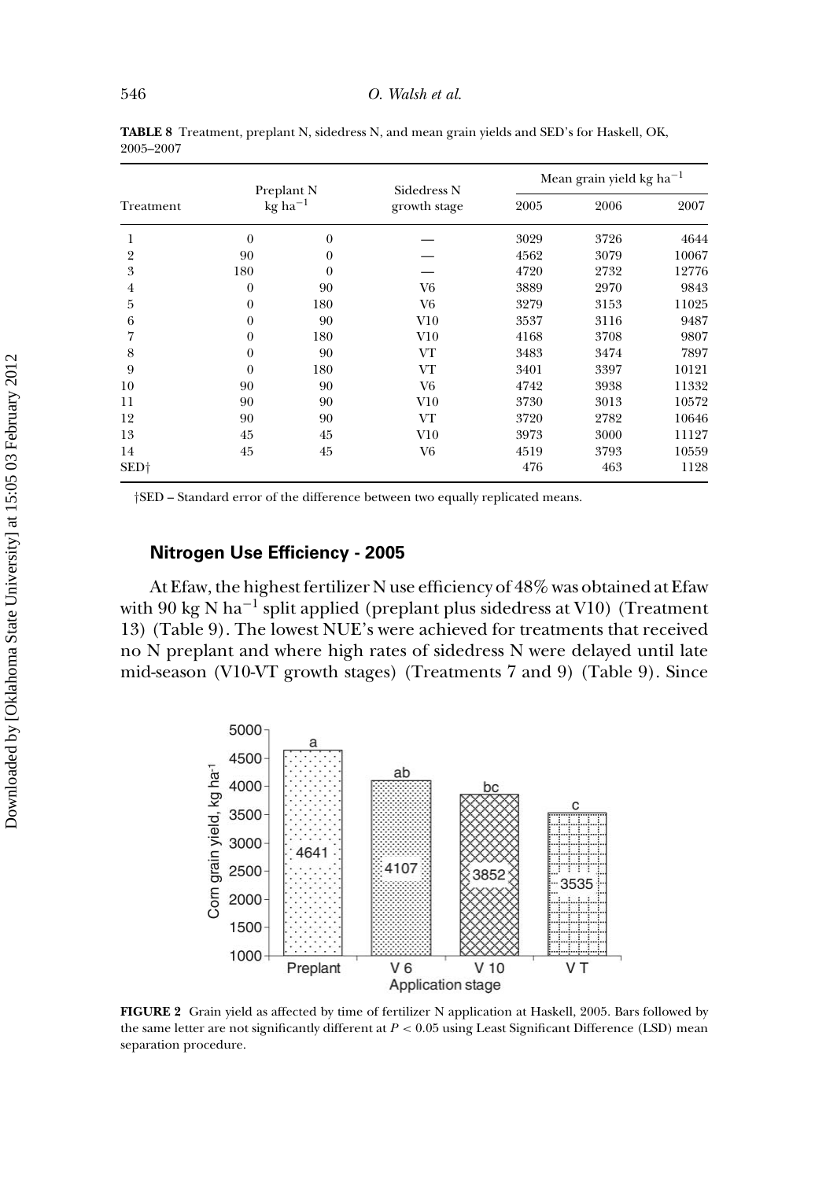**TABLE 8** Treatment, preplant N, sidedress N, and mean grain yields and SED's for Haskell, OK, 2005–2007

| Treatment | Preplant N kg ha$^{-1}$ | | Sidedress N growth stage | Mean grain yield kg ha$^{-1}$ | | |
|---|---|---|---|---|---|---|
| | | | | 2005 | 2006 | 2007 |
| 1 | 0 | 0 | — | 3029 | 3726 | 4644 |
| 2 | 90 | 0 | — | 4562 | 3079 | 10067 |
| 3 | 180 | 0 | — | 4720 | 2732 | 12776 |
| 4 | 0 | 90 | V6 | 3889 | 2970 | 9843 |
| 5 | 0 | 180 | V6 | 3279 | 3153 | 11025 |
| 6 | 0 | 90 | V10 | 3537 | 3116 | 9487 |
| 7 | 0 | 180 | V10 | 4168 | 3708 | 9807 |
| 8 | 0 | 90 | VT | 3483 | 3474 | 7897 |
| 9 | 0 | 180 | VT | 3401 | 3397 | 10121 |
| 10 | 90 | 90 | V6 | 4742 | 3938 | 11332 |
| 11 | 90 | 90 | V10 | 3730 | 3013 | 10572 |
| 12 | 90 | 90 | VT | 3720 | 2782 | 10646 |
| 13 | 45 | 45 | V10 | 3973 | 3000 | 11127 |
| 14 | 45 | 45 | V6 | 4519 | 3793 | 10559 |
| SED† | | | | 476 | 463 | 1128 |

†SED – Standard error of the difference between two equally replicated means.

### Nitrogen Use Efficiency - 2005

At Efaw, the highest fertilizer N use efficiency of 48% was obtained at Efaw with 90 kg N ha$^{-1}$ split applied (preplant plus sidedress at V10) (Treatment 13) (Table 9). The lowest NUE's were achieved for treatments that received no N preplant and where high rates of sidedress N were delayed until late mid-season (V10-VT growth stages) (Treatments 7 and 9) (Table 9). Since

**FIGURE 2** Grain yield as affected by time of fertilizer N application at Haskell, 2005. Bars followed by the same letter are not significantly different at $P < 0.05$ using Least Significant Difference (LSD) mean separation procedure.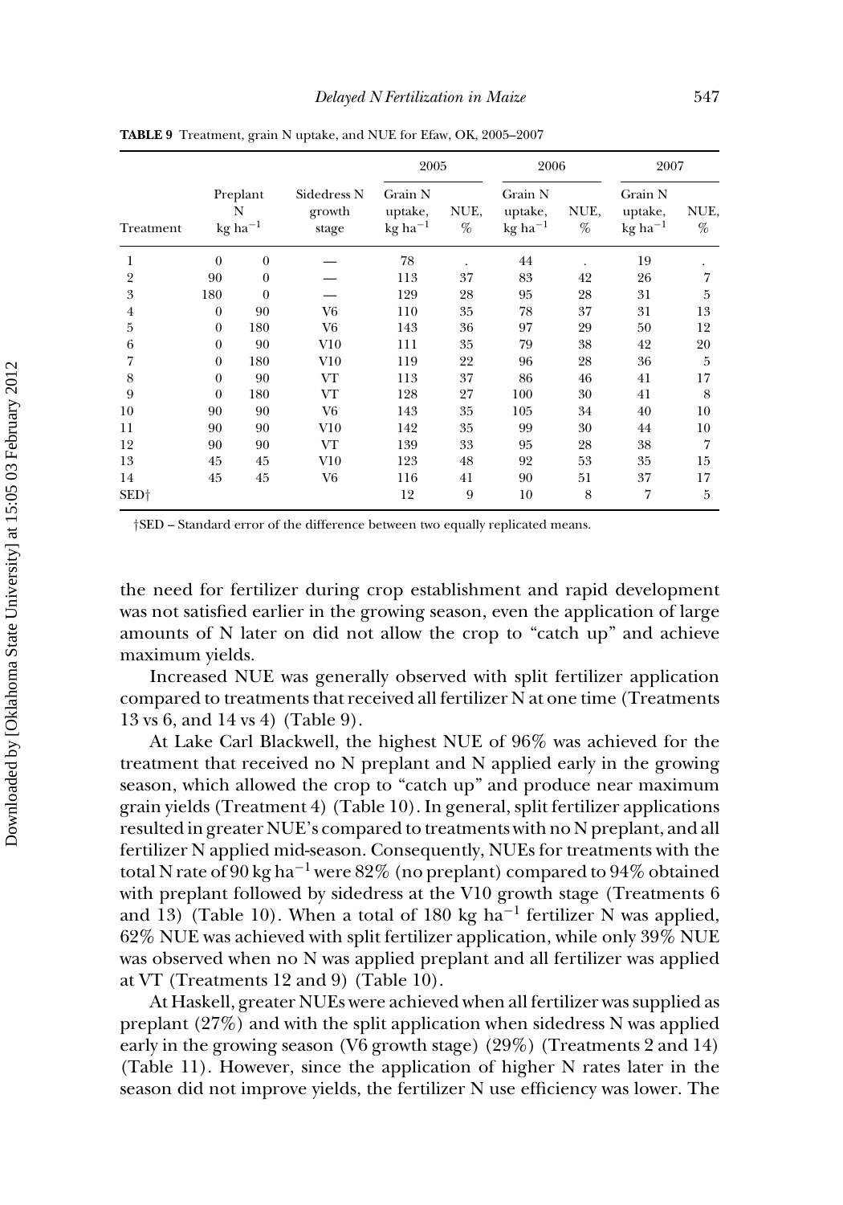**TABLE 9** Treatment, grain N uptake, and NUE for Efaw, OK, 2005–2007

| Treatment | Preplant N kg ha$^{-1}$ | | Sidedress N growth stage | 2005 | | 2006 | | 2007 | |
|---|---|---|---|---|---|---|---|---|---|
| | | | | Grain N uptake, kg ha$^{-1}$ | NUE, % | Grain N uptake, kg ha$^{-1}$ | NUE, % | Grain N uptake, kg ha$^{-1}$ | NUE, % |
| 1 | 0 | 0 | — | 78 | . | 44 | . | 19 | . |
| 2 | 90 | 0 | — | 113 | 37 | 83 | 42 | 26 | 7 |
| 3 | 180 | 0 | — | 129 | 28 | 95 | 28 | 31 | 5 |
| 4 | 0 | 90 | V6 | 110 | 35 | 78 | 37 | 31 | 13 |
| 5 | 0 | 180 | V6 | 143 | 36 | 97 | 29 | 50 | 12 |
| 6 | 0 | 90 | V10 | 111 | 35 | 79 | 38 | 42 | 20 |
| 7 | 0 | 180 | V10 | 119 | 22 | 96 | 28 | 36 | 5 |
| 8 | 0 | 90 | VT | 113 | 37 | 86 | 46 | 41 | 17 |
| 9 | 0 | 180 | VT | 128 | 27 | 100 | 30 | 41 | 8 |
| 10 | 90 | 90 | V6 | 143 | 35 | 105 | 34 | 40 | 10 |
| 11 | 90 | 90 | V10 | 142 | 35 | 99 | 30 | 44 | 10 |
| 12 | 90 | 90 | VT | 139 | 33 | 95 | 28 | 38 | 7 |
| 13 | 45 | 45 | V10 | 123 | 48 | 92 | 53 | 35 | 15 |
| 14 | 45 | 45 | V6 | 116 | 41 | 90 | 51 | 37 | 17 |
| SED† | | | | 12 | 9 | 10 | 8 | 7 | 5 |

†SED – Standard error of the difference between two equally replicated means.

the need for fertilizer during crop establishment and rapid development was not satisfied earlier in the growing season, even the application of large amounts of N later on did not allow the crop to "catch up" and achieve maximum yields.

Increased NUE was generally observed with split fertilizer application compared to treatments that received all fertilizer N at one time (Treatments 13 vs 6, and 14 vs 4) (Table 9).

At Lake Carl Blackwell, the highest NUE of 96% was achieved for the treatment that received no N preplant and N applied early in the growing season, which allowed the crop to "catch up" and produce near maximum grain yields (Treatment 4) (Table 10). In general, split fertilizer applications resulted in greater NUE's compared to treatments with no N preplant, and all fertilizer N applied mid-season. Consequently, NUEs for treatments with the total N rate of 90 kg ha$^{-1}$ were 82% (no preplant) compared to 94% obtained with preplant followed by sidedress at the V10 growth stage (Treatments 6 and 13) (Table 10). When a total of 180 kg ha$^{-1}$ fertilizer N was applied, 62% NUE was achieved with split fertilizer application, while only 39% NUE was observed when no N was applied preplant and all fertilizer was applied at VT (Treatments 12 and 9) (Table 10).

At Haskell, greater NUEs were achieved when all fertilizer was supplied as preplant (27%) and with the split application when sidedress N was applied early in the growing season (V6 growth stage) (29%) (Treatments 2 and 14) (Table 11). However, since the application of higher N rates later in the season did not improve yields, the fertilizer N use efficiency was lower. The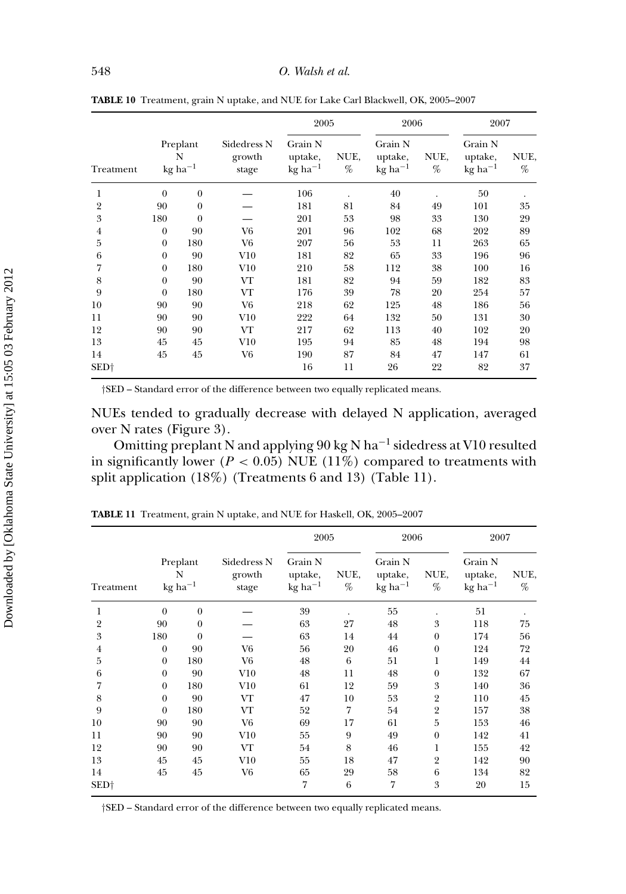**TABLE 10** Treatment, grain N uptake, and NUE for Lake Carl Blackwell, OK, 2005–2007

| Treatment | Preplant N kg ha$^{-1}$ | | Sidedress N growth stage | 2005 | | 2006 | | 2007 | |
|---|---|---|---|---|---|---|---|---|---|
| | | | | Grain N uptake, kg ha$^{-1}$ | NUE, % | Grain N uptake, kg ha$^{-1}$ | NUE, % | Grain N uptake, kg ha$^{-1}$ | NUE, % |
| 1 | 0 | 0 | — | 106 | . | 40 | . | 50 | . |
| 2 | 90 | 0 | — | 181 | 81 | 84 | 49 | 101 | 35 |
| 3 | 180 | 0 | — | 201 | 53 | 98 | 33 | 130 | 29 |
| 4 | 0 | 90 | V6 | 201 | 96 | 102 | 68 | 202 | 89 |
| 5 | 0 | 180 | V6 | 207 | 56 | 53 | 11 | 263 | 65 |
| 6 | 0 | 90 | V10 | 181 | 82 | 65 | 33 | 196 | 96 |
| 7 | 0 | 180 | V10 | 210 | 58 | 112 | 38 | 100 | 16 |
| 8 | 0 | 90 | VT | 181 | 82 | 94 | 59 | 182 | 83 |
| 9 | 0 | 180 | VT | 176 | 39 | 78 | 20 | 254 | 57 |
| 10 | 90 | 90 | V6 | 218 | 62 | 125 | 48 | 186 | 56 |
| 11 | 90 | 90 | V10 | 222 | 64 | 132 | 50 | 131 | 30 |
| 12 | 90 | 90 | VT | 217 | 62 | 113 | 40 | 102 | 20 |
| 13 | 45 | 45 | V10 | 195 | 94 | 85 | 48 | 194 | 98 |
| 14 | 45 | 45 | V6 | 190 | 87 | 84 | 47 | 147 | 61 |
| SED† | | | | 16 | 11 | 26 | 22 | 82 | 37 |

†SED – Standard error of the difference between two equally replicated means.

NUEs tended to gradually decrease with delayed N application, averaged over N rates (Figure 3).

Omitting preplant N and applying 90 kg N ha$^{-1}$ sidedress at V10 resulted in significantly lower ($P < 0.05$) NUE (11%) compared to treatments with split application (18%) (Treatments 6 and 13) (Table 11).

**TABLE 11** Treatment, grain N uptake, and NUE for Haskell, OK, 2005–2007

| Treatment | Preplant N kg ha$^{-1}$ | | Sidedress N growth stage | 2005 | | 2006 | | 2007 | |
|---|---|---|---|---|---|---|---|---|---|
| | | | | Grain N uptake, kg ha$^{-1}$ | NUE, % | Grain N uptake, kg ha$^{-1}$ | NUE, % | Grain N uptake, kg ha$^{-1}$ | NUE, % |
| 1 | 0 | 0 | — | 39 | . | 55 | . | 51 | . |
| 2 | 90 | 0 | — | 63 | 27 | 48 | 3 | 118 | 75 |
| 3 | 180 | 0 | — | 63 | 14 | 44 | 0 | 174 | 56 |
| 4 | 0 | 90 | V6 | 56 | 20 | 46 | 0 | 124 | 72 |
| 5 | 0 | 180 | V6 | 48 | 6 | 51 | 1 | 149 | 44 |
| 6 | 0 | 90 | V10 | 48 | 11 | 48 | 0 | 132 | 67 |
| 7 | 0 | 180 | V10 | 61 | 12 | 59 | 3 | 140 | 36 |
| 8 | 0 | 90 | VT | 47 | 10 | 53 | 2 | 110 | 45 |
| 9 | 0 | 180 | VT | 52 | 7 | 54 | 2 | 157 | 38 |
| 10 | 90 | 90 | V6 | 69 | 17 | 61 | 5 | 153 | 46 |
| 11 | 90 | 90 | V10 | 55 | 9 | 49 | 0 | 142 | 41 |
| 12 | 90 | 90 | VT | 54 | 8 | 46 | 1 | 155 | 42 |
| 13 | 45 | 45 | V10 | 55 | 18 | 47 | 2 | 142 | 90 |
| 14 | 45 | 45 | V6 | 65 | 29 | 58 | 6 | 134 | 82 |
| SED† | | | | 7 | 6 | 7 | 3 | 20 | 15 |

†SED – Standard error of the difference between two equally replicated means.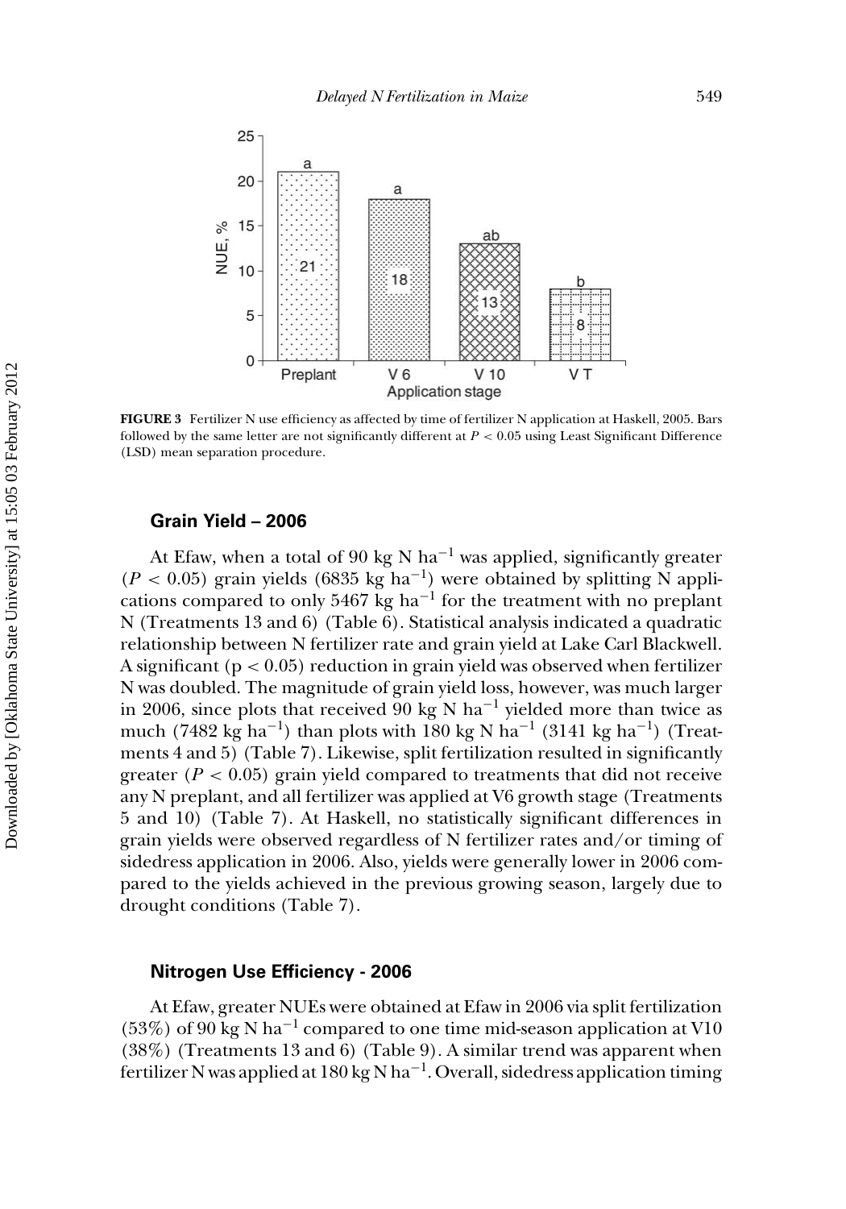FIGURE 3 Fertilizer N use efficiency as affected by time of fertilizer N application at Haskell, 2005. Bars followed by the same letter are not significantly different at $P < 0.05$ using Least Significant Difference (LSD) mean separation procedure.

### Grain Yield – 2006

At Efaw, when a total of 90 kg N $ha^{-1}$ was applied, significantly greater ($P < 0.05$) grain yields (6835 kg $ha^{-1}$) were obtained by splitting N applications compared to only 5467 kg $ha^{-1}$ for the treatment with no preplant N (Treatments 13 and 6) (Table 6). Statistical analysis indicated a quadratic relationship between N fertilizer rate and grain yield at Lake Carl Blackwell. A significant ($p < 0.05$) reduction in grain yield was observed when fertilizer N was doubled. The magnitude of grain yield loss, however, was much larger in 2006, since plots that received 90 kg N $ha^{-1}$ yielded more than twice as much (7482 kg $ha^{-1}$) than plots with 180 kg N $ha^{-1}$ (3141 kg $ha^{-1}$) (Treatments 4 and 5) (Table 7). Likewise, split fertilization resulted in significantly greater ($P < 0.05$) grain yield compared to treatments that did not receive any N preplant, and all fertilizer was applied at V6 growth stage (Treatments 5 and 10) (Table 7). At Haskell, no statistically significant differences in grain yields were observed regardless of N fertilizer rates and/or timing of sidedress application in 2006. Also, yields were generally lower in 2006 compared to the yields achieved in the previous growing season, largely due to drought conditions (Table 7).

### Nitrogen Use Efficiency - 2006

At Efaw, greater NUEs were obtained at Efaw in 2006 via split fertilization (53%) of 90 kg N $ha^{-1}$ compared to one time mid-season application at V10 (38%) (Treatments 13 and 6) (Table 9). A similar trend was apparent when fertilizer N was applied at 180 kg N $ha^{-1}$. Overall, sidedress application timing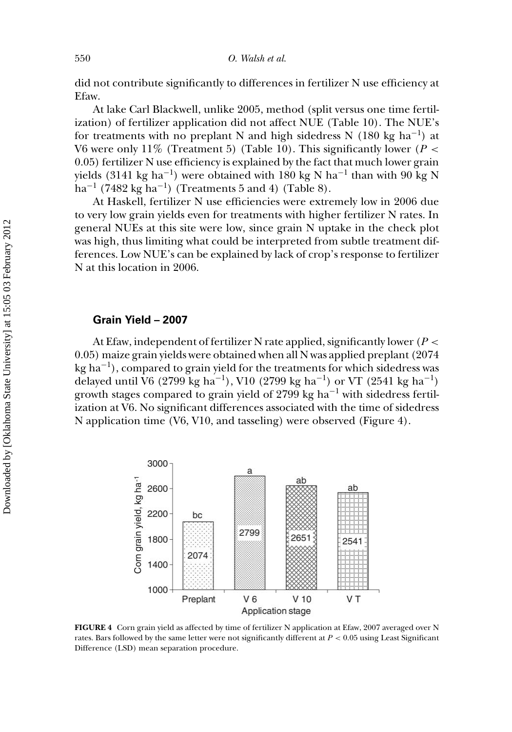did not contribute significantly to differences in fertilizer N use efficiency at Efaw.

At lake Carl Blackwell, unlike 2005, method (split versus one time fertilization) of fertilizer application did not affect NUE (Table 10). The NUE's for treatments with no preplant N and high sidedress N (180 kg ha$^{-1}$) at V6 were only 11% (Treatment 5) (Table 10). This significantly lower ($P <$ 0.05) fertilizer N use efficiency is explained by the fact that much lower grain yields (3141 kg ha$^{-1}$) were obtained with 180 kg N ha$^{-1}$ than with 90 kg N ha$^{-1}$ (7482 kg ha$^{-1}$) (Treatments 5 and 4) (Table 8).

At Haskell, fertilizer N use efficiencies were extremely low in 2006 due to very low grain yields even for treatments with higher fertilizer N rates. In general NUEs at this site were low, since grain N uptake in the check plot was high, thus limiting what could be interpreted from subtle treatment differences. Low NUE's can be explained by lack of crop's response to fertilizer N at this location in 2006.

## Grain Yield – 2007

At Efaw, independent of fertilizer N rate applied, significantly lower ($P <$ 0.05) maize grain yields were obtained when all N was applied preplant (2074 kg ha$^{-1}$), compared to grain yield for the treatments for which sidedress was delayed until V6 (2799 kg ha$^{-1}$), V10 (2799 kg ha$^{-1}$) or VT (2541 kg ha$^{-1}$) growth stages compared to grain yield of 2799 kg ha$^{-1}$ with sidedress fertilization at V6. No significant differences associated with the time of sidedress N application time (V6, V10, and tasseling) were observed (Figure 4).

**FIGURE 4** Corn grain yield as affected by time of fertilizer N application at Efaw, 2007 averaged over N rates. Bars followed by the same letter were not significantly different at $P < 0.05$ using Least Significant Difference (LSD) mean separation procedure.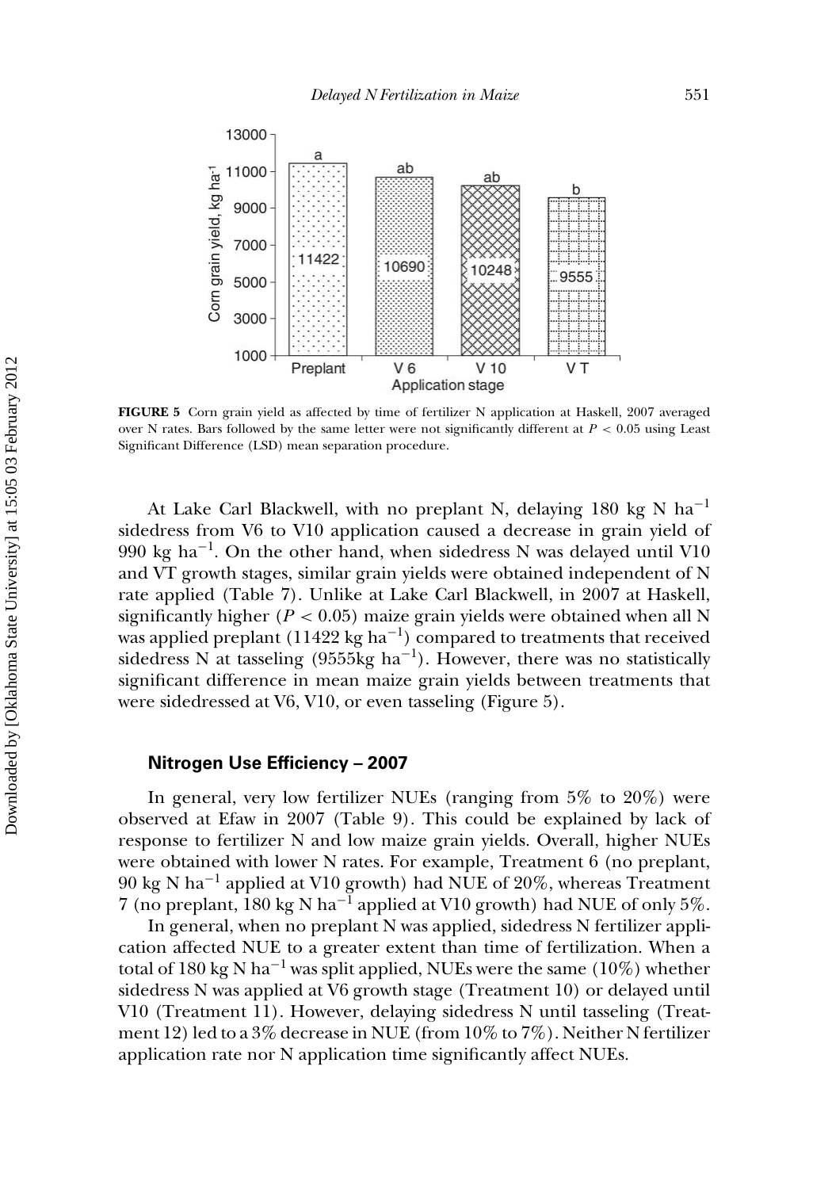**FIGURE 5** Corn grain yield as affected by time of fertilizer N application at Haskell, 2007 averaged over N rates. Bars followed by the same letter were not significantly different at $P < 0.05$ using Least Significant Difference (LSD) mean separation procedure.

At Lake Carl Blackwell, with no preplant N, delaying 180 kg N ha$^{-1}$ sidedress from V6 to V10 application caused a decrease in grain yield of 990 kg ha$^{-1}$. On the other hand, when sidedress N was delayed until V10 and VT growth stages, similar grain yields were obtained independent of N rate applied (Table 7). Unlike at Lake Carl Blackwell, in 2007 at Haskell, significantly higher ($P < 0.05$) maize grain yields were obtained when all N was applied preplant (11422 kg ha$^{-1}$) compared to treatments that received sidedress N at tasseling (9555kg ha$^{-1}$). However, there was no statistically significant difference in mean maize grain yields between treatments that were sidedressed at V6, V10, or even tasseling (Figure 5).

### Nitrogen Use Efficiency – 2007

In general, very low fertilizer NUEs (ranging from 5% to 20%) were observed at Efaw in 2007 (Table 9). This could be explained by lack of response to fertilizer N and low maize grain yields. Overall, higher NUEs were obtained with lower N rates. For example, Treatment 6 (no preplant, 90 kg N ha$^{-1}$ applied at V10 growth) had NUE of 20%, whereas Treatment 7 (no preplant, 180 kg N ha$^{-1}$ applied at V10 growth) had NUE of only 5%.

In general, when no preplant N was applied, sidedress N fertilizer application affected NUE to a greater extent than time of fertilization. When a total of 180 kg N ha$^{-1}$ was split applied, NUEs were the same (10%) whether sidedress N was applied at V6 growth stage (Treatment 10) or delayed until V10 (Treatment 11). However, delaying sidedress N until tasseling (Treatment 12) led to a 3% decrease in NUE (from 10% to 7%). Neither N fertilizer application rate nor N application time significantly affect NUEs.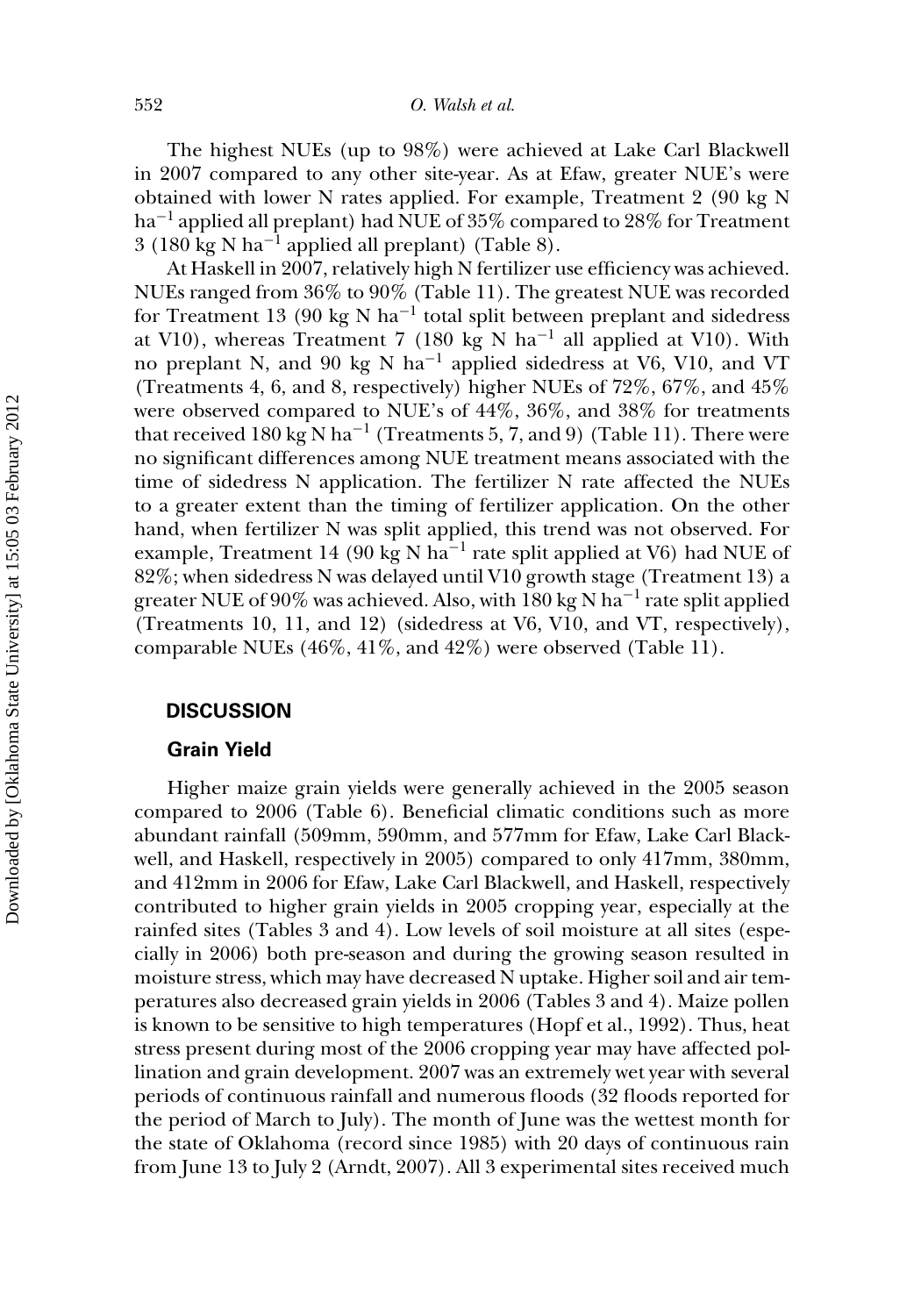The highest NUEs (up to 98%) were achieved at Lake Carl Blackwell in 2007 compared to any other site-year. As at Efaw, greater NUE's were obtained with lower N rates applied. For example, Treatment 2 (90 kg N $ha^{-1}$ applied all preplant) had NUE of 35% compared to 28% for Treatment 3 (180 kg N $ha^{-1}$ applied all preplant) (Table 8).

At Haskell in 2007, relatively high N fertilizer use efficiency was achieved. NUEs ranged from 36% to 90% (Table 11). The greatest NUE was recorded for Treatment 13 (90 kg N $ha^{-1}$ total split between preplant and sidedress at V10), whereas Treatment 7 (180 kg N $ha^{-1}$ all applied at V10). With no preplant N, and 90 kg N $ha^{-1}$ applied sidedress at V6, V10, and VT (Treatments 4, 6, and 8, respectively) higher NUEs of 72%, 67%, and 45% were observed compared to NUE's of 44%, 36%, and 38% for treatments that received 180 kg N $ha^{-1}$ (Treatments 5, 7, and 9) (Table 11). There were no significant differences among NUE treatment means associated with the time of sidedress N application. The fertilizer N rate affected the NUEs to a greater extent than the timing of fertilizer application. On the other hand, when fertilizer N was split applied, this trend was not observed. For example, Treatment 14 (90 kg N $ha^{-1}$ rate split applied at V6) had NUE of 82%; when sidedress N was delayed until V10 growth stage (Treatment 13) a greater NUE of 90% was achieved. Also, with 180 kg N $ha^{-1}$ rate split applied (Treatments 10, 11, and 12) (sidedress at V6, V10, and VT, respectively), comparable NUEs (46%, 41%, and 42%) were observed (Table 11).

## DISCUSSION

### Grain Yield

Higher maize grain yields were generally achieved in the 2005 season compared to 2006 (Table 6). Beneficial climatic conditions such as more abundant rainfall (509mm, 590mm, and 577mm for Efaw, Lake Carl Blackwell, and Haskell, respectively in 2005) compared to only 417mm, 380mm, and 412mm in 2006 for Efaw, Lake Carl Blackwell, and Haskell, respectively contributed to higher grain yields in 2005 cropping year, especially at the rainfed sites (Tables 3 and 4). Low levels of soil moisture at all sites (especially in 2006) both pre-season and during the growing season resulted in moisture stress, which may have decreased N uptake. Higher soil and air temperatures also decreased grain yields in 2006 (Tables 3 and 4). Maize pollen is known to be sensitive to high temperatures (Hopf et al., 1992). Thus, heat stress present during most of the 2006 cropping year may have affected pollination and grain development. 2007 was an extremely wet year with several periods of continuous rainfall and numerous floods (32 floods reported for the period of March to July). The month of June was the wettest month for the state of Oklahoma (record since 1985) with 20 days of continuous rain from June 13 to July 2 (Arndt, 2007). All 3 experimental sites received much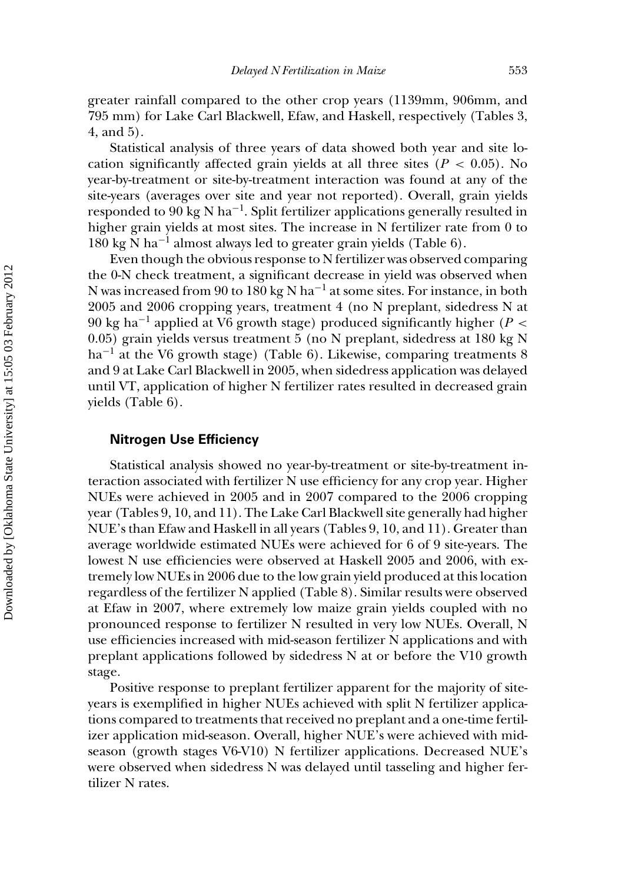greater rainfall compared to the other crop years (1139mm, 906mm, and 795 mm) for Lake Carl Blackwell, Efaw, and Haskell, respectively (Tables 3, 4, and 5).

Statistical analysis of three years of data showed both year and site location significantly affected grain yields at all three sites ($P < 0.05$). No year-by-treatment or site-by-treatment interaction was found at any of the site-years (averages over site and year not reported). Overall, grain yields responded to 90 kg N ha$^{-1}$. Split fertilizer applications generally resulted in higher grain yields at most sites. The increase in N fertilizer rate from 0 to 180 kg N ha$^{-1}$ almost always led to greater grain yields (Table 6).

Even though the obvious response to N fertilizer was observed comparing the 0-N check treatment, a significant decrease in yield was observed when N was increased from 90 to 180 kg N ha$^{-1}$ at some sites. For instance, in both 2005 and 2006 cropping years, treatment 4 (no N preplant, sidedress N at 90 kg ha$^{-1}$ applied at V6 growth stage) produced significantly higher ($P < 0.05$) grain yields versus treatment 5 (no N preplant, sidedress at 180 kg N ha$^{-1}$ at the V6 growth stage) (Table 6). Likewise, comparing treatments 8 and 9 at Lake Carl Blackwell in 2005, when sidedress application was delayed until VT, application of higher N fertilizer rates resulted in decreased grain yields (Table 6).

### Nitrogen Use Efficiency

Statistical analysis showed no year-by-treatment or site-by-treatment interaction associated with fertilizer N use efficiency for any crop year. Higher NUEs were achieved in 2005 and in 2007 compared to the 2006 cropping year (Tables 9, 10, and 11). The Lake Carl Blackwell site generally had higher NUE's than Efaw and Haskell in all years (Tables 9, 10, and 11). Greater than average worldwide estimated NUEs were achieved for 6 of 9 site-years. The lowest N use efficiencies were observed at Haskell 2005 and 2006, with extremely low NUEs in 2006 due to the low grain yield produced at this location regardless of the fertilizer N applied (Table 8). Similar results were observed at Efaw in 2007, where extremely low maize grain yields coupled with no pronounced response to fertilizer N resulted in very low NUEs. Overall, N use efficiencies increased with mid-season fertilizer N applications and with preplant applications followed by sidedress N at or before the V10 growth stage.

Positive response to preplant fertilizer apparent for the majority of site-years is exemplified in higher NUEs achieved with split N fertilizer applications compared to treatments that received no preplant and a one-time fertilizer application mid-season. Overall, higher NUE's were achieved with mid-season (growth stages V6-V10) N fertilizer applications. Decreased NUE's were observed when sidedress N was delayed until tasseling and higher fertilizer N rates.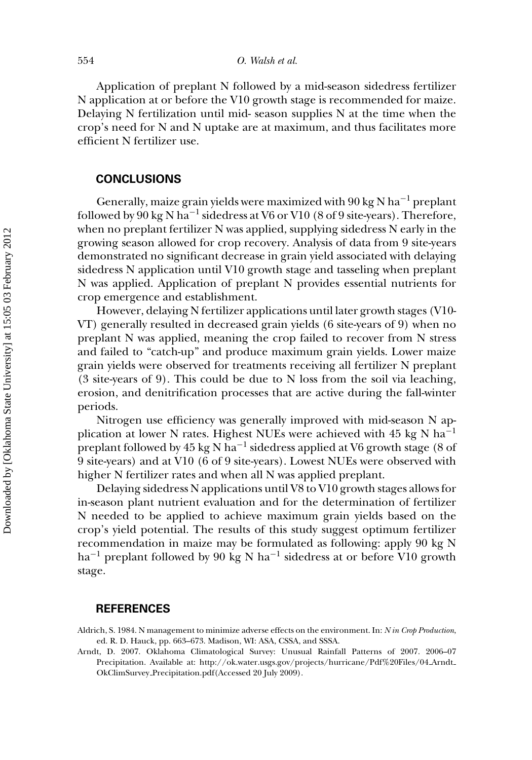Application of preplant N followed by a mid-season sidedress fertilizer N application at or before the V10 growth stage is recommended for maize. Delaying N fertilization until mid- season supplies N at the time when the crop's need for N and N uptake are at maximum, and thus facilitates more efficient N fertilizer use.

## CONCLUSIONS

Generally, maize grain yields were maximized with 90 kg N $ha^{-1}$ preplant followed by 90 kg N $ha^{-1}$ sidedress at V6 or V10 (8 of 9 site-years). Therefore, when no preplant fertilizer N was applied, supplying sidedress N early in the growing season allowed for crop recovery. Analysis of data from 9 site-years demonstrated no significant decrease in grain yield associated with delaying sidedress N application until V10 growth stage and tasseling when preplant N was applied. Application of preplant N provides essential nutrients for crop emergence and establishment.

However, delaying N fertilizer applications until later growth stages (V10-VT) generally resulted in decreased grain yields (6 site-years of 9) when no preplant N was applied, meaning the crop failed to recover from N stress and failed to "catch-up" and produce maximum grain yields. Lower maize grain yields were observed for treatments receiving all fertilizer N preplant (3 site-years of 9). This could be due to N loss from the soil via leaching, erosion, and denitrification processes that are active during the fall-winter periods.

Nitrogen use efficiency was generally improved with mid-season N application at lower N rates. Highest NUEs were achieved with 45 kg N $ha^{-1}$ preplant followed by 45 kg N $ha^{-1}$ sidedress applied at V6 growth stage (8 of 9 site-years) and at V10 (6 of 9 site-years). Lowest NUEs were observed with higher N fertilizer rates and when all N was applied preplant.

Delaying sidedress N applications until V8 to V10 growth stages allows for in-season plant nutrient evaluation and for the determination of fertilizer N needed to be applied to achieve maximum grain yields based on the crop's yield potential. The results of this study suggest optimum fertilizer recommendation in maize may be formulated as following: apply 90 kg N $ha^{-1}$ preplant followed by 90 kg N $ha^{-1}$ sidedress at or before V10 growth stage.

## REFERENCES

Aldrich, S. 1984. N management to minimize adverse effects on the environment. In: *N in Crop Production*, ed. R. D. Hauck, pp. 663–673. Madison, WI: ASA, CSSA, and SSSA.

Arndt, D. 2007. Oklahoma Climatological Survey: Unusual Rainfall Patterns of 2007. 2006–07 Precipitation. Available at: http://ok.water.usgs.gov/projects/hurricane/Pdf%20Files/04_Arndt_OkClimSurvey_Precipitation.pdf(Accessed 20 July 2009).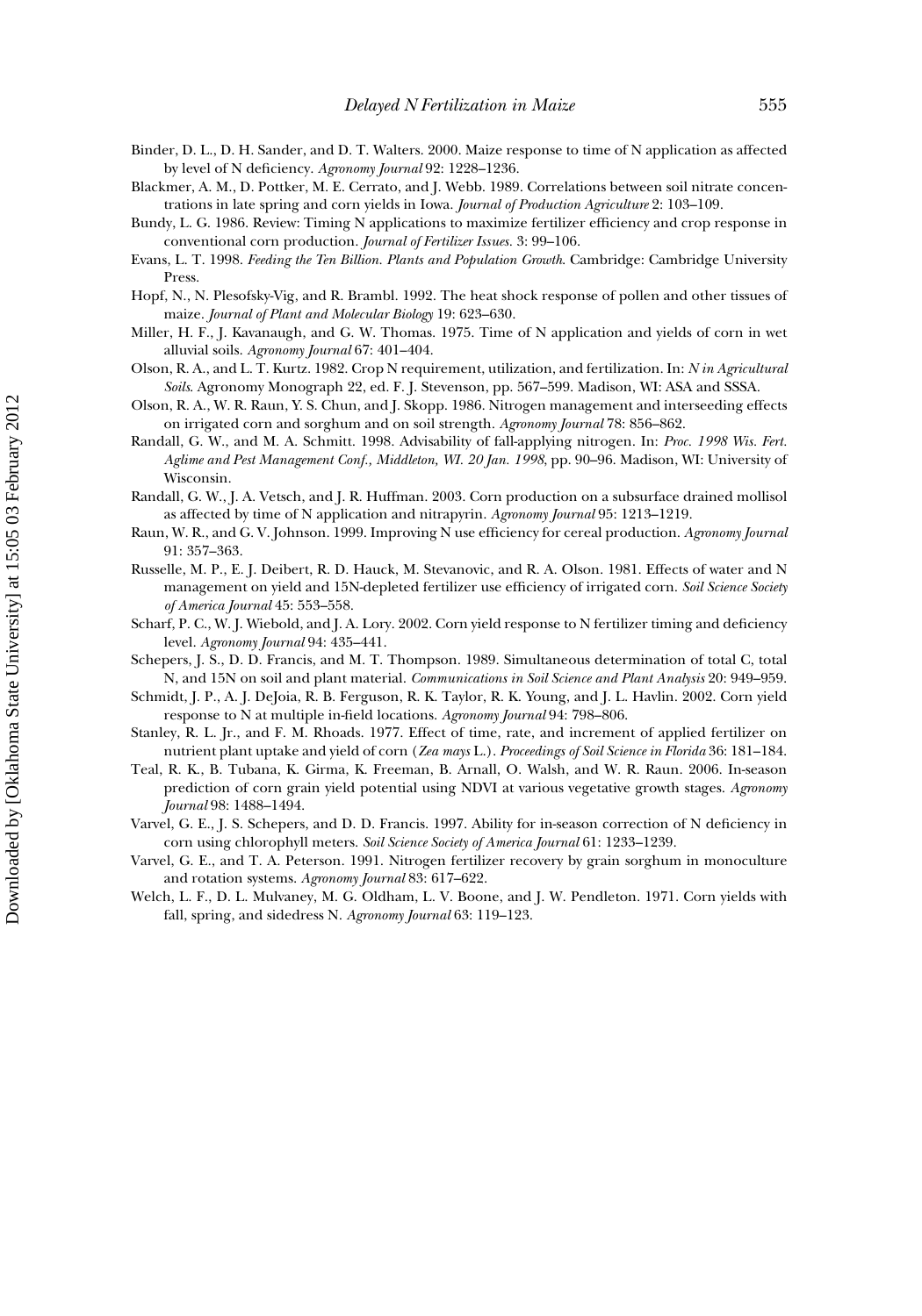Binder, D. L., D. H. Sander, and D. T. Walters. 2000. Maize response to time of N application as affected by level of N deficiency. *Agronomy Journal* 92: 1228–1236.

Blackmer, A. M., D. Pottker, M. E. Cerrato, and J. Webb. 1989. Correlations between soil nitrate concentrations in late spring and corn yields in Iowa. *Journal of Production Agriculture* 2: 103–109.

Bundy, L. G. 1986. Review: Timing N applications to maximize fertilizer efficiency and crop response in conventional corn production. *Journal of Fertilizer Issues.* 3: 99–106.

Evans, L. T. 1998. *Feeding the Ten Billion. Plants and Population Growth*. Cambridge: Cambridge University Press.

Hopf, N., N. Plesofsky-Vig, and R. Brambl. 1992. The heat shock response of pollen and other tissues of maize. *Journal of Plant and Molecular Biology* 19: 623–630.

Miller, H. F., J. Kavanaugh, and G. W. Thomas. 1975. Time of N application and yields of corn in wet alluvial soils. *Agronomy Journal* 67: 401–404.

Olson, R. A., and L. T. Kurtz. 1982. Crop N requirement, utilization, and fertilization. In: *N in Agricultural Soils*. Agronomy Monograph 22, ed. F. J. Stevenson, pp. 567–599. Madison, WI: ASA and SSSA.

Olson, R. A., W. R. Raun, Y. S. Chun, and J. Skopp. 1986. Nitrogen management and interseeding effects on irrigated corn and sorghum and on soil strength. *Agronomy Journal* 78: 856–862.

Randall, G. W., and M. A. Schmitt. 1998. Advisability of fall-applying nitrogen. In: *Proc. 1998 Wis. Fert. Aglime and Pest Management Conf., Middleton, WI. 20 Jan. 1998*, pp. 90–96. Madison, WI: University of Wisconsin.

Randall, G. W., J. A. Vetsch, and J. R. Huffman. 2003. Corn production on a subsurface drained mollisol as affected by time of N application and nitrapyrin. *Agronomy Journal* 95: 1213–1219.

Raun, W. R., and G. V. Johnson. 1999. Improving N use efficiency for cereal production. *Agronomy Journal* 91: 357–363.

Russelle, M. P., E. J. Deibert, R. D. Hauck, M. Stevanovic, and R. A. Olson. 1981. Effects of water and N management on yield and 15N-depleted fertilizer use efficiency of irrigated corn. *Soil Science Society of America Journal* 45: 553–558.

Scharf, P. C., W. J. Wiebold, and J. A. Lory. 2002. Corn yield response to N fertilizer timing and deficiency level. *Agronomy Journal* 94: 435–441.

Schepers, J. S., D. D. Francis, and M. T. Thompson. 1989. Simultaneous determination of total C, total N, and 15N on soil and plant material. *Communications in Soil Science and Plant Analysis* 20: 949–959.

Schmidt, J. P., A. J. DeJoia, R. B. Ferguson, R. K. Taylor, R. K. Young, and J. L. Havlin. 2002. Corn yield response to N at multiple in-field locations. *Agronomy Journal* 94: 798–806.

Stanley, R. L. Jr., and F. M. Rhoads. 1977. Effect of time, rate, and increment of applied fertilizer on nutrient plant uptake and yield of corn (*Zea mays* L.). *Proceedings of Soil Science in Florida* 36: 181–184.

Teal, R. K., B. Tubana, K. Girma, K. Freeman, B. Arnall, O. Walsh, and W. R. Raun. 2006. In-season prediction of corn grain yield potential using NDVI at various vegetative growth stages. *Agronomy Journal* 98: 1488–1494.

Varvel, G. E., J. S. Schepers, and D. D. Francis. 1997. Ability for in-season correction of N deficiency in corn using chlorophyll meters. *Soil Science Society of America Journal* 61: 1233–1239.

Varvel, G. E., and T. A. Peterson. 1991. Nitrogen fertilizer recovery by grain sorghum in monoculture and rotation systems. *Agronomy Journal* 83: 617–622.

Welch, L. F., D. L. Mulvaney, M. G. Oldham, L. V. Boone, and J. W. Pendleton. 1971. Corn yields with fall, spring, and sidedress N. *Agronomy Journal* 63: 119–123.